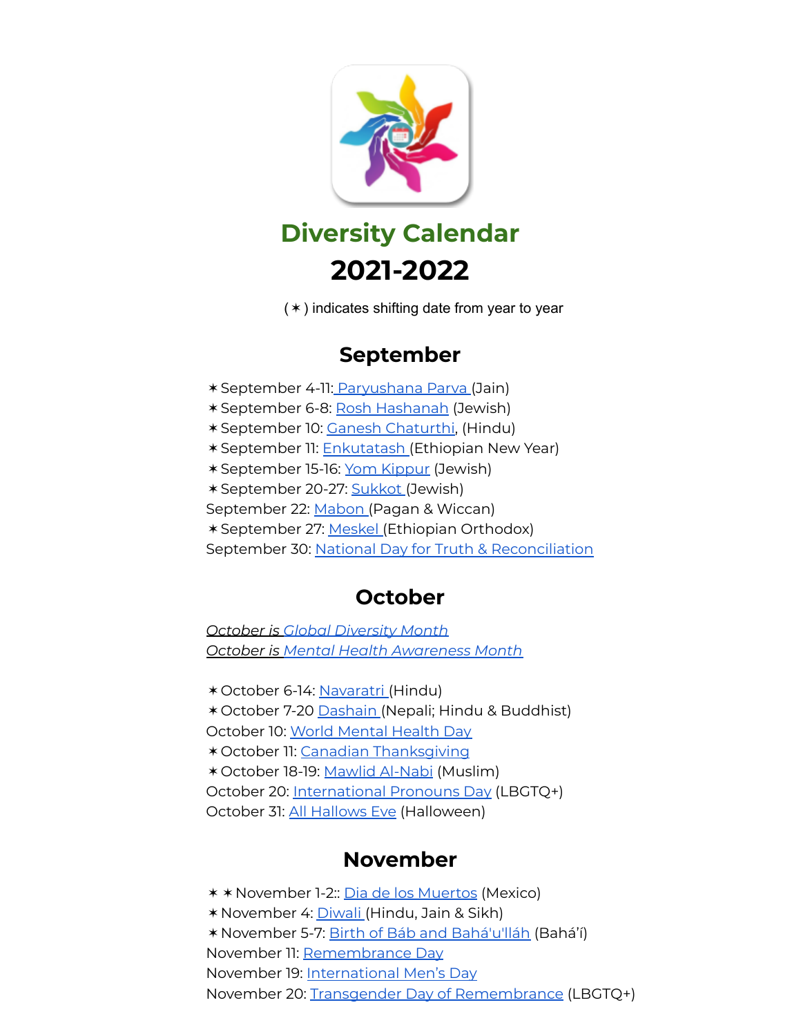# Diversity Calendar

# 2021-2022

( ✶ ) indicates shifting date from year to year

## September

✶September 4-11: Paryushana Parva (Jain)
✶September 6-8: Rosh Hashanah (Jewish)
✶September 10: Ganesh Chaturthi, (Hindu)
✶September 11: Enkutatash (Ethiopian New Year)
✶September 15-16: Yom Kippur (Jewish)
✶September 20-27: Sukkot (Jewish)
September 22: Mabon (Pagan & Wiccan)
✶September 27: Meskel (Ethiopian Orthodox)
September 30: National Day for Truth & Reconciliation

## October

*October is Global Diversity Month*
*October is Mental Health Awareness Month*

✶October 6-14: Navaratri (Hindu)
✶October 7-20 Dashain (Nepali; Hindu & Buddhist)
October 10: World Mental Health Day
✶October 11: Canadian Thanksgiving
✶October 18-19: Mawlid Al-Nabi (Muslim)
October 20: International Pronouns Day (LBGTQ+)
October 31: All Hallows Eve (Halloween)

## November

✶ ✶November 1-2:: Dia de los Muertos (Mexico)
✶November 4: Diwali (Hindu, Jain & Sikh)
✶November 5-7: Birth of Báb and Bahá'u'lláh (Bahá'í)
November 11: Remembrance Day
November 19: International Men's Day
November 20: Transgender Day of Remembrance (LBGTQ+)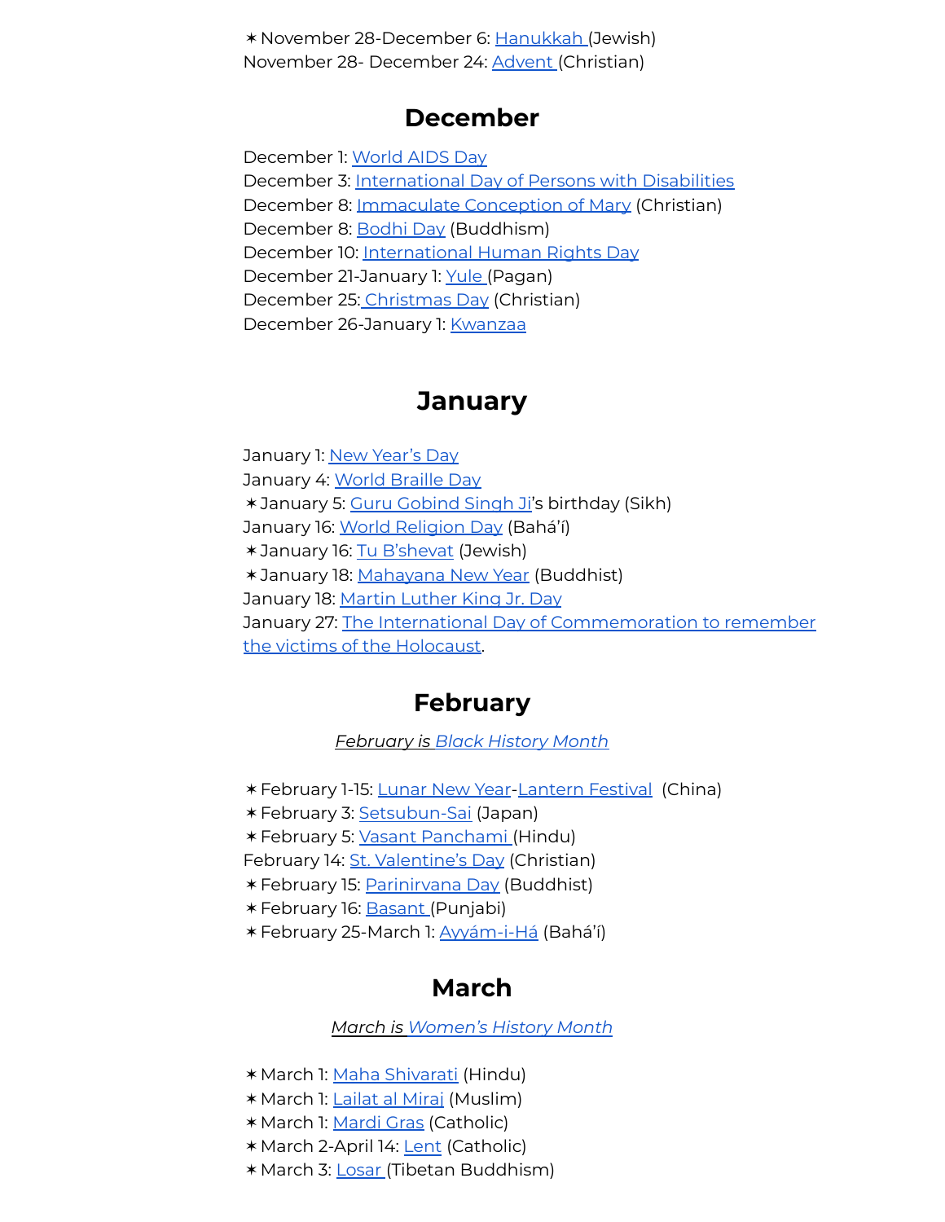✶November 28-December 6: Hanukkah (Jewish)
November 28- December 24: Advent (Christian)

## December

December 1: World AIDS Day
December 3: International Day of Persons with Disabilities
December 8: Immaculate Conception of Mary (Christian)
December 8: Bodhi Day (Buddhism)
December 10: International Human Rights Day
December 21-January 1: Yule (Pagan)
December 25: Christmas Day (Christian)
December 26-January 1: Kwanzaa

## January

January 1: New Year's Day
January 4: World Braille Day
✶January 5: Guru Gobind Singh Ji's birthday (Sikh)
January 16: World Religion Day (Bahá'í)
✶January 16: Tu B'shevat (Jewish)
✶January 18: Mahayana New Year (Buddhist)
January 18: Martin Luther King Jr. Day
January 27: The International Day of Commemoration to remember the victims of the Holocaust.

## February

*February is Black History Month*

✶February 1-15: Lunar New Year-Lantern Festival (China)
✶February 3: Setsubun-Sai (Japan)
✶February 5: Vasant Panchami (Hindu)
February 14: St. Valentine's Day (Christian)
✶February 15: Parinirvana Day (Buddhist)
✶February 16: Basant (Punjabi)
✶February 25-March 1: Ayyám-i-Há (Bahá'í)

## March

*March is Women's History Month*

✶March 1: Maha Shivarati (Hindu)
✶March 1: Lailat al Miraj (Muslim)
✶March 1: Mardi Gras (Catholic)
✶March 2-April 14: Lent (Catholic)
✶March 3: Losar (Tibetan Buddhism)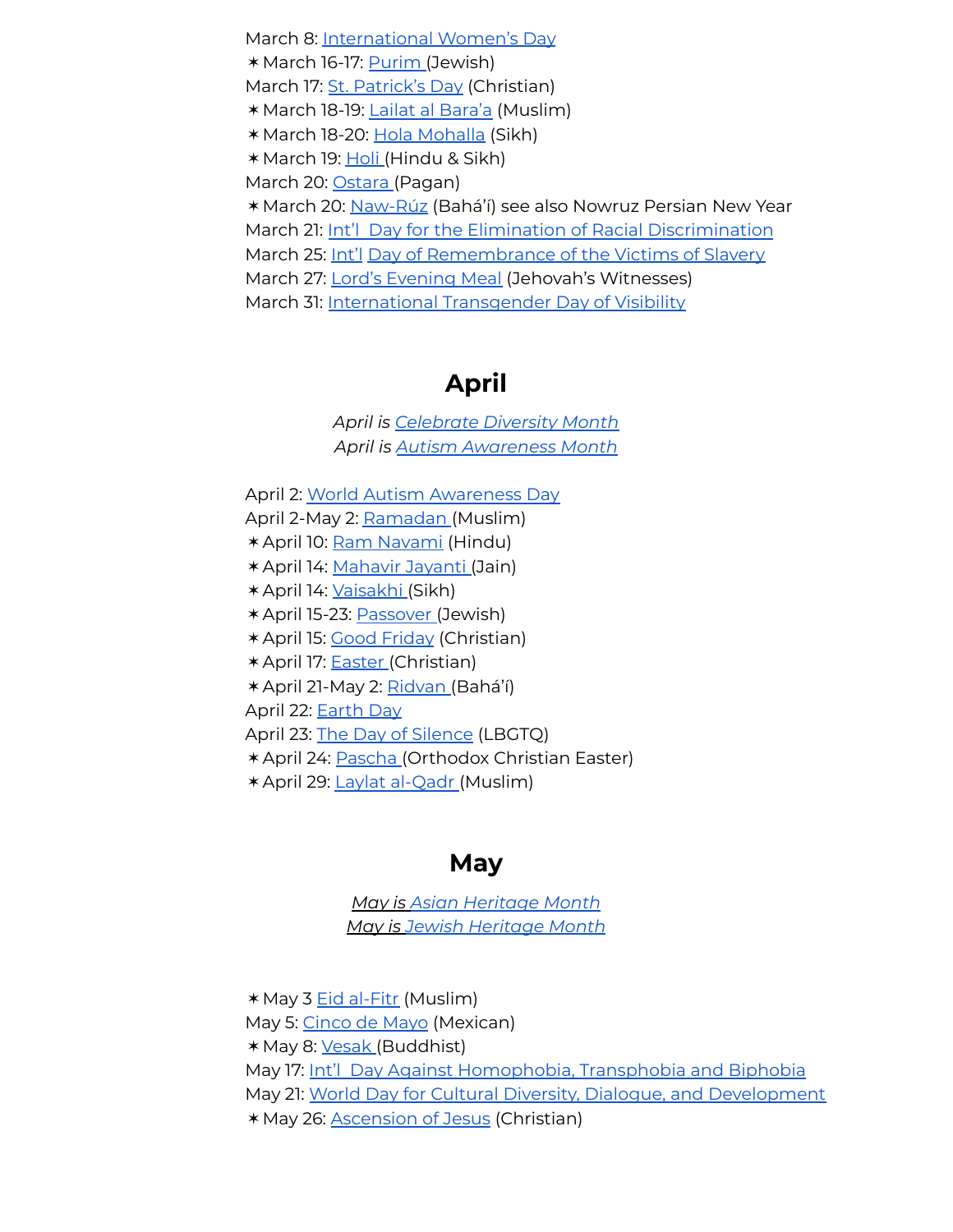March 8: International Women's Day
✶March 16-17: Purim (Jewish)
March 17: St. Patrick's Day (Christian)
✶March 18-19: Lailat al Bara'a (Muslim)
✶March 18-20: Hola Mohalla (Sikh)
✶March 19: Holi (Hindu & Sikh)
March 20: Ostara (Pagan)
✶March 20: Naw-Rúz (Bahá'í) see also Nowruz Persian New Year
March 21: Int'l Day for the Elimination of Racial Discrimination
March 25: Int'l Day of Remembrance of the Victims of Slavery
March 27: Lord's Evening Meal (Jehovah's Witnesses)
March 31: International Transgender Day of Visibility

## April

*April is Celebrate Diversity Month*
*April is Autism Awareness Month*

April 2: World Autism Awareness Day
April 2-May 2: Ramadan (Muslim)
✶April 10: Ram Navami (Hindu)
✶April 14: Mahavir Jayanti (Jain)
✶April 14: Vaisakhi (Sikh)
✶April 15-23: Passover (Jewish)
✶April 15: Good Friday (Christian)
✶April 17: Easter (Christian)
✶April 21-May 2: Ridvan (Bahá'í)
April 22: Earth Day
April 23: The Day of Silence (LBGTQ)
✶April 24: Pascha (Orthodox Christian Easter)
✶April 29: Laylat al-Qadr (Muslim)

## May

*May is Asian Heritage Month*
*May is Jewish Heritage Month*

✶May 3 Eid al-Fitr (Muslim)
May 5: Cinco de Mayo (Mexican)
✶May 8: Vesak (Buddhist)
May 17: Int'l Day Against Homophobia, Transphobia and Biphobia
May 21: World Day for Cultural Diversity, Dialogue, and Development
✶May 26: Ascension of Jesus (Christian)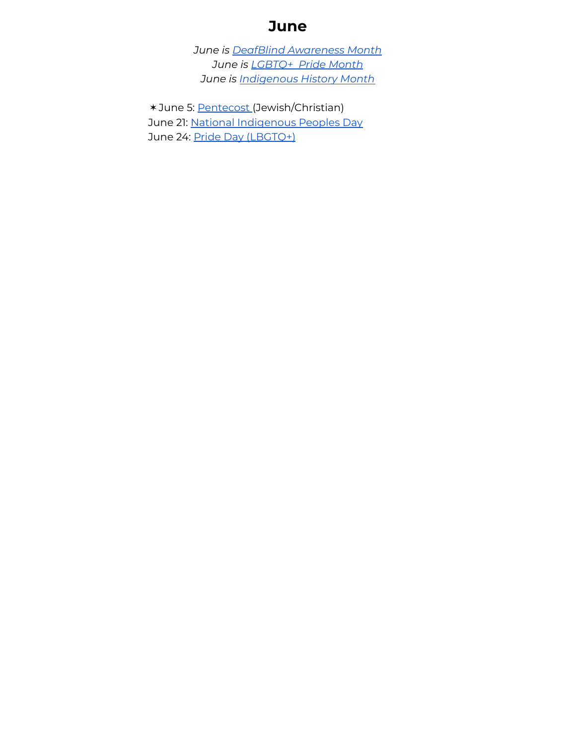# June

*June is DeafBlind Awareness Month*
*June is LGBTQ+ Pride Month*
*June is Indigenous History Month*

✶June 5: Pentecost (Jewish/Christian)
June 21: National Indigenous Peoples Day
June 24: Pride Day (LBGTQ+)